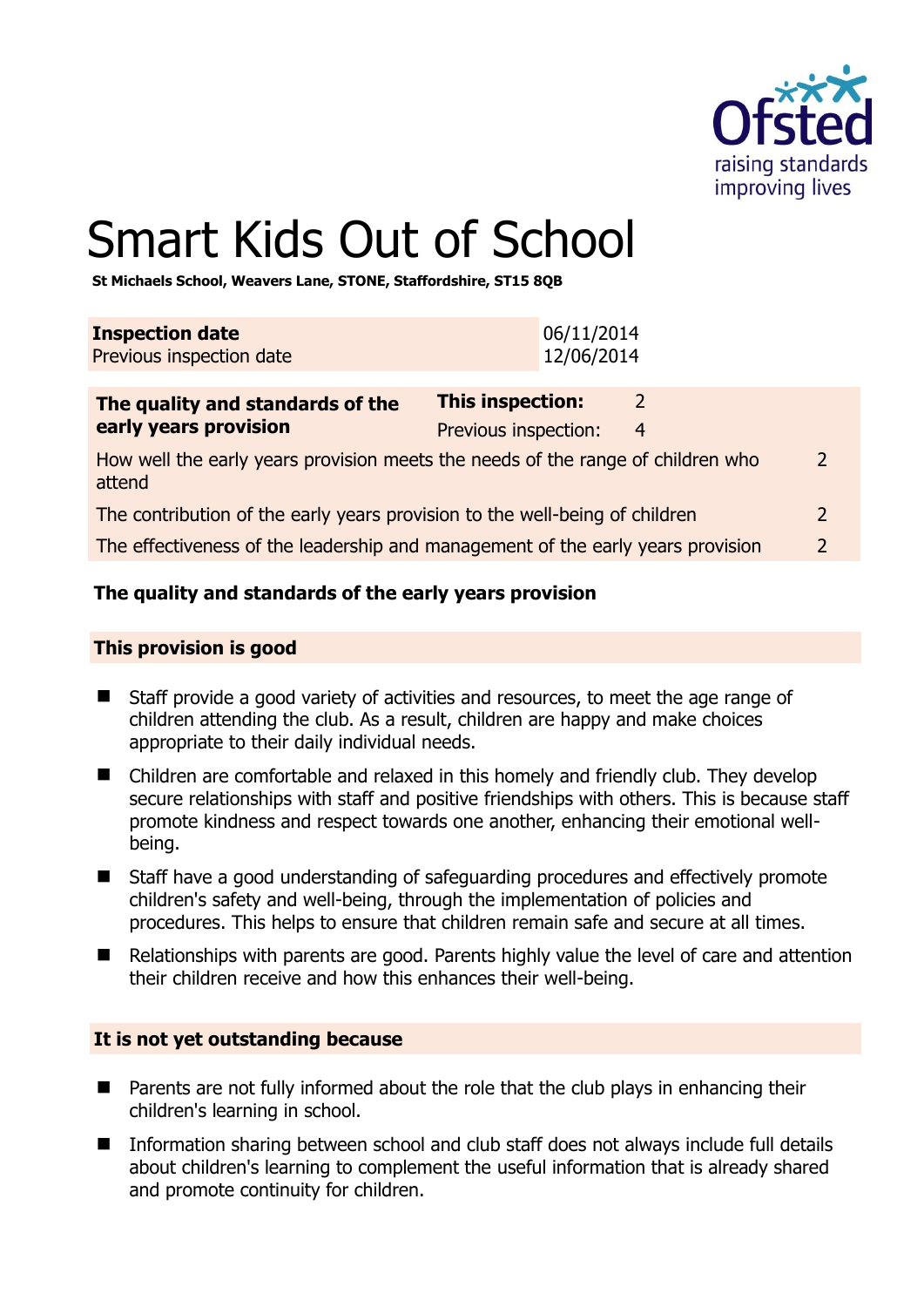# Smart Kids Out of School

**St Michaels School, Weavers Lane, STONE, Staffordshire, ST15 8QB**

| | |
|---|---|
| **Inspection date** | 06/11/2014 |
| Previous inspection date | 12/06/2014 |

| **The quality and standards of the early years provision** | **This inspection:** | 2 | |
|---|---|---|---|
| | Previous inspection: | 4 | |
| How well the early years provision meets the needs of the range of children who attend | | | 2 |
| The contribution of the early years provision to the well-being of children | | | 2 |
| The effectiveness of the leadership and management of the early years provision | | | 2 |

## The quality and standards of the early years provision

### This provision is good

- Staff provide a good variety of activities and resources, to meet the age range of children attending the club. As a result, children are happy and make choices appropriate to their daily individual needs.
- Children are comfortable and relaxed in this homely and friendly club. They develop secure relationships with staff and positive friendships with others. This is because staff promote kindness and respect towards one another, enhancing their emotional well-being.
- Staff have a good understanding of safeguarding procedures and effectively promote children's safety and well-being, through the implementation of policies and procedures. This helps to ensure that children remain safe and secure at all times.
- Relationships with parents are good. Parents highly value the level of care and attention their children receive and how this enhances their well-being.

### It is not yet outstanding because

- Parents are not fully informed about the role that the club plays in enhancing their children's learning in school.
- Information sharing between school and club staff does not always include full details about children's learning to complement the useful information that is already shared and promote continuity for children.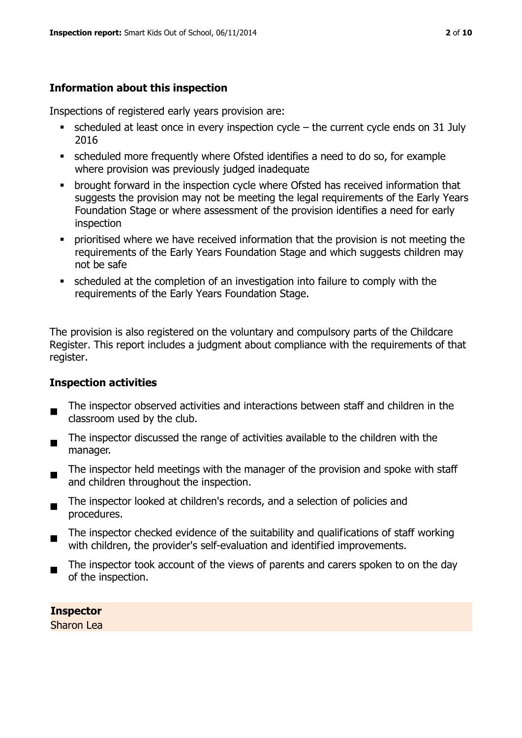### Information about this inspection

Inspections of registered early years provision are:

- scheduled at least once in every inspection cycle – the current cycle ends on 31 July 2016
- scheduled more frequently where Ofsted identifies a need to do so, for example where provision was previously judged inadequate
- brought forward in the inspection cycle where Ofsted has received information that suggests the provision may not be meeting the legal requirements of the Early Years Foundation Stage or where assessment of the provision identifies a need for early inspection
- prioritised where we have received information that the provision is not meeting the requirements of the Early Years Foundation Stage and which suggests children may not be safe
- scheduled at the completion of an investigation into failure to comply with the requirements of the Early Years Foundation Stage.

The provision is also registered on the voluntary and compulsory parts of the Childcare Register. This report includes a judgment about compliance with the requirements of that register.

### Inspection activities

- The inspector observed activities and interactions between staff and children in the classroom used by the club.
- The inspector discussed the range of activities available to the children with the manager.
- The inspector held meetings with the manager of the provision and spoke with staff and children throughout the inspection.
- The inspector looked at children's records, and a selection of policies and procedures.
- The inspector checked evidence of the suitability and qualifications of staff working with children, the provider's self-evaluation and identified improvements.
- The inspector took account of the views of parents and carers spoken to on the day of the inspection.

**Inspector**
Sharon Lea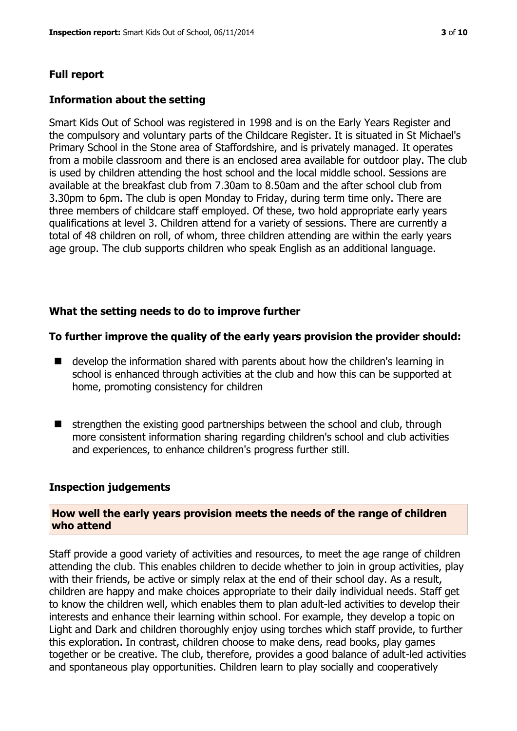## Full report

### Information about the setting

Smart Kids Out of School was registered in 1998 and is on the Early Years Register and the compulsory and voluntary parts of the Childcare Register. It is situated in St Michael's Primary School in the Stone area of Staffordshire, and is privately managed. It operates from a mobile classroom and there is an enclosed area available for outdoor play. The club is used by children attending the host school and the local middle school. Sessions are available at the breakfast club from 7.30am to 8.50am and the after school club from 3.30pm to 6pm. The club is open Monday to Friday, during term time only. There are three members of childcare staff employed. Of these, two hold appropriate early years qualifications at level 3. Children attend for a variety of sessions. There are currently a total of 48 children on roll, of whom, three children attending are within the early years age group. The club supports children who speak English as an additional language.

### What the setting needs to do to improve further

**To further improve the quality of the early years provision the provider should:**

- develop the information shared with parents about how the children's learning in school is enhanced through activities at the club and how this can be supported at home, promoting consistency for children
- strengthen the existing good partnerships between the school and club, through more consistent information sharing regarding children's school and club activities and experiences, to enhance children's progress further still.

### Inspection judgements

**How well the early years provision meets the needs of the range of children who attend**

Staff provide a good variety of activities and resources, to meet the age range of children attending the club. This enables children to decide whether to join in group activities, play with their friends, be active or simply relax at the end of their school day. As a result, children are happy and make choices appropriate to their daily individual needs. Staff get to know the children well, which enables them to plan adult-led activities to develop their interests and enhance their learning within school. For example, they develop a topic on Light and Dark and children thoroughly enjoy using torches which staff provide, to further this exploration. In contrast, children choose to make dens, read books, play games together or be creative. The club, therefore, provides a good balance of adult-led activities and spontaneous play opportunities. Children learn to play socially and cooperatively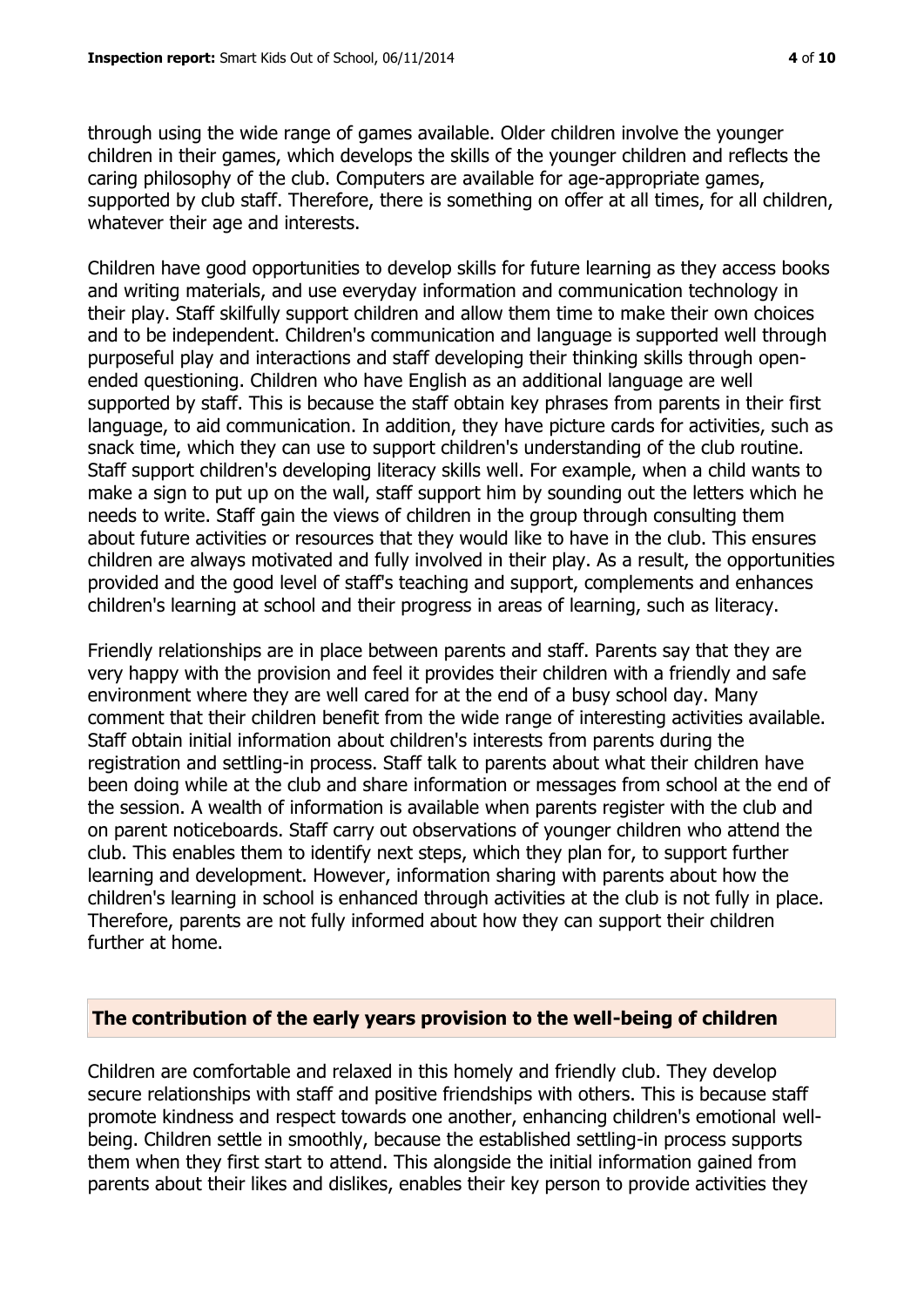through using the wide range of games available. Older children involve the younger children in their games, which develops the skills of the younger children and reflects the caring philosophy of the club. Computers are available for age-appropriate games, supported by club staff. Therefore, there is something on offer at all times, for all children, whatever their age and interests.

Children have good opportunities to develop skills for future learning as they access books and writing materials, and use everyday information and communication technology in their play. Staff skilfully support children and allow them time to make their own choices and to be independent. Children's communication and language is supported well through purposeful play and interactions and staff developing their thinking skills through open-ended questioning. Children who have English as an additional language are well supported by staff. This is because the staff obtain key phrases from parents in their first language, to aid communication. In addition, they have picture cards for activities, such as snack time, which they can use to support children's understanding of the club routine. Staff support children's developing literacy skills well. For example, when a child wants to make a sign to put up on the wall, staff support him by sounding out the letters which he needs to write. Staff gain the views of children in the group through consulting them about future activities or resources that they would like to have in the club. This ensures children are always motivated and fully involved in their play. As a result, the opportunities provided and the good level of staff's teaching and support, complements and enhances children's learning at school and their progress in areas of learning, such as literacy.

Friendly relationships are in place between parents and staff. Parents say that they are very happy with the provision and feel it provides their children with a friendly and safe environment where they are well cared for at the end of a busy school day. Many comment that their children benefit from the wide range of interesting activities available. Staff obtain initial information about children's interests from parents during the registration and settling-in process. Staff talk to parents about what their children have been doing while at the club and share information or messages from school at the end of the session. A wealth of information is available when parents register with the club and on parent noticeboards. Staff carry out observations of younger children who attend the club. This enables them to identify next steps, which they plan for, to support further learning and development. However, information sharing with parents about how the children's learning in school is enhanced through activities at the club is not fully in place. Therefore, parents are not fully informed about how they can support their children further at home.

## The contribution of the early years provision to the well-being of children

Children are comfortable and relaxed in this homely and friendly club. They develop secure relationships with staff and positive friendships with others. This is because staff promote kindness and respect towards one another, enhancing children's emotional well-being. Children settle in smoothly, because the established settling-in process supports them when they first start to attend. This alongside the initial information gained from parents about their likes and dislikes, enables their key person to provide activities they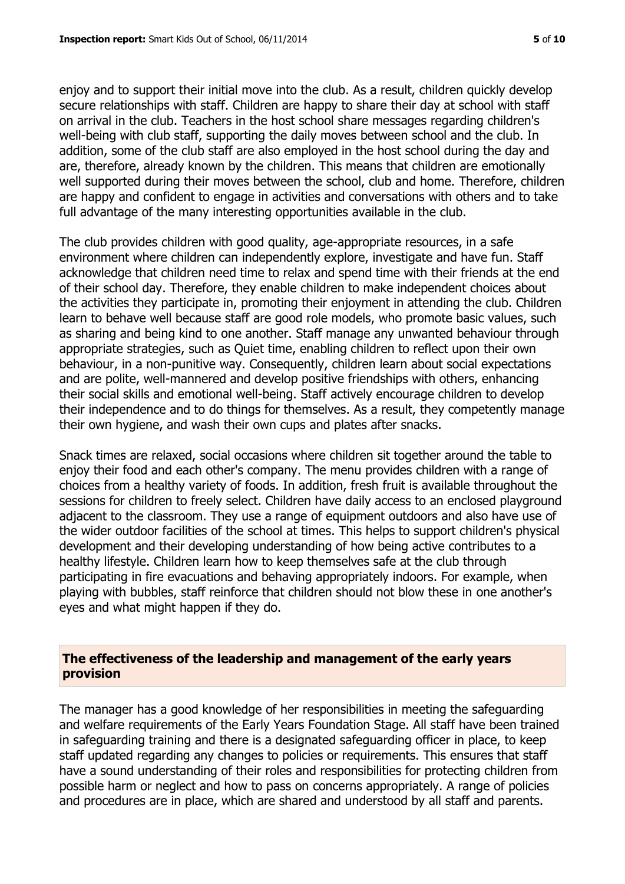enjoy and to support their initial move into the club. As a result, children quickly develop secure relationships with staff. Children are happy to share their day at school with staff on arrival in the club. Teachers in the host school share messages regarding children's well-being with club staff, supporting the daily moves between school and the club. In addition, some of the club staff are also employed in the host school during the day and are, therefore, already known by the children. This means that children are emotionally well supported during their moves between the school, club and home. Therefore, children are happy and confident to engage in activities and conversations with others and to take full advantage of the many interesting opportunities available in the club.

The club provides children with good quality, age-appropriate resources, in a safe environment where children can independently explore, investigate and have fun. Staff acknowledge that children need time to relax and spend time with their friends at the end of their school day. Therefore, they enable children to make independent choices about the activities they participate in, promoting their enjoyment in attending the club. Children learn to behave well because staff are good role models, who promote basic values, such as sharing and being kind to one another. Staff manage any unwanted behaviour through appropriate strategies, such as Quiet time, enabling children to reflect upon their own behaviour, in a non-punitive way. Consequently, children learn about social expectations and are polite, well-mannered and develop positive friendships with others, enhancing their social skills and emotional well-being. Staff actively encourage children to develop their independence and to do things for themselves. As a result, they competently manage their own hygiene, and wash their own cups and plates after snacks.

Snack times are relaxed, social occasions where children sit together around the table to enjoy their food and each other's company. The menu provides children with a range of choices from a healthy variety of foods. In addition, fresh fruit is available throughout the sessions for children to freely select. Children have daily access to an enclosed playground adjacent to the classroom. They use a range of equipment outdoors and also have use of the wider outdoor facilities of the school at times. This helps to support children's physical development and their developing understanding of how being active contributes to a healthy lifestyle. Children learn how to keep themselves safe at the club through participating in fire evacuations and behaving appropriately indoors. For example, when playing with bubbles, staff reinforce that children should not blow these in one another's eyes and what might happen if they do.

## The effectiveness of the leadership and management of the early years provision

The manager has a good knowledge of her responsibilities in meeting the safeguarding and welfare requirements of the Early Years Foundation Stage. All staff have been trained in safeguarding training and there is a designated safeguarding officer in place, to keep staff updated regarding any changes to policies or requirements. This ensures that staff have a sound understanding of their roles and responsibilities for protecting children from possible harm or neglect and how to pass on concerns appropriately. A range of policies and procedures are in place, which are shared and understood by all staff and parents.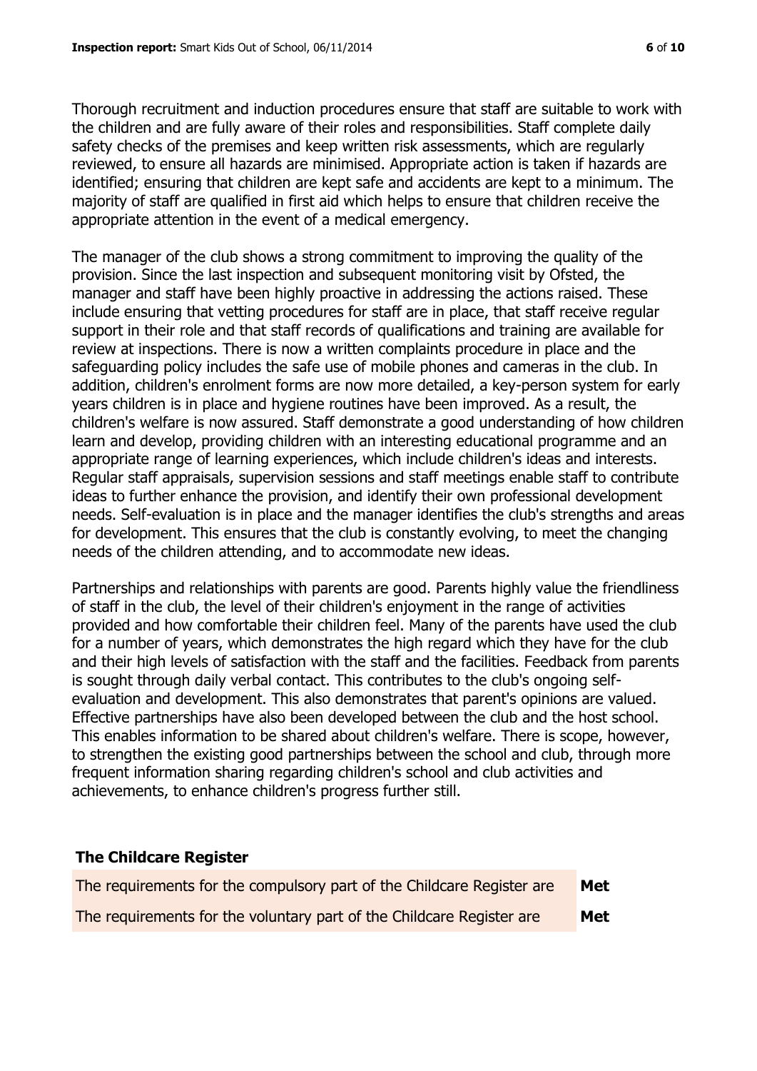Thorough recruitment and induction procedures ensure that staff are suitable to work with the children and are fully aware of their roles and responsibilities. Staff complete daily safety checks of the premises and keep written risk assessments, which are regularly reviewed, to ensure all hazards are minimised. Appropriate action is taken if hazards are identified; ensuring that children are kept safe and accidents are kept to a minimum. The majority of staff are qualified in first aid which helps to ensure that children receive the appropriate attention in the event of a medical emergency.

The manager of the club shows a strong commitment to improving the quality of the provision. Since the last inspection and subsequent monitoring visit by Ofsted, the manager and staff have been highly proactive in addressing the actions raised. These include ensuring that vetting procedures for staff are in place, that staff receive regular support in their role and that staff records of qualifications and training are available for review at inspections. There is now a written complaints procedure in place and the safeguarding policy includes the safe use of mobile phones and cameras in the club. In addition, children's enrolment forms are now more detailed, a key-person system for early years children is in place and hygiene routines have been improved. As a result, the children's welfare is now assured. Staff demonstrate a good understanding of how children learn and develop, providing children with an interesting educational programme and an appropriate range of learning experiences, which include children's ideas and interests. Regular staff appraisals, supervision sessions and staff meetings enable staff to contribute ideas to further enhance the provision, and identify their own professional development needs. Self-evaluation is in place and the manager identifies the club's strengths and areas for development. This ensures that the club is constantly evolving, to meet the changing needs of the children attending, and to accommodate new ideas.

Partnerships and relationships with parents are good. Parents highly value the friendliness of staff in the club, the level of their children's enjoyment in the range of activities provided and how comfortable their children feel. Many of the parents have used the club for a number of years, which demonstrates the high regard which they have for the club and their high levels of satisfaction with the staff and the facilities. Feedback from parents is sought through daily verbal contact. This contributes to the club's ongoing self-evaluation and development. This also demonstrates that parent's opinions are valued. Effective partnerships have also been developed between the club and the host school. This enables information to be shared about children's welfare. There is scope, however, to strengthen the existing good partnerships between the school and club, through more frequent information sharing regarding children's school and club activities and achievements, to enhance children's progress further still.

## The Childcare Register

| | |
|---|---|
| The requirements for the compulsory part of the Childcare Register are | **Met** |
| The requirements for the voluntary part of the Childcare Register are | **Met** |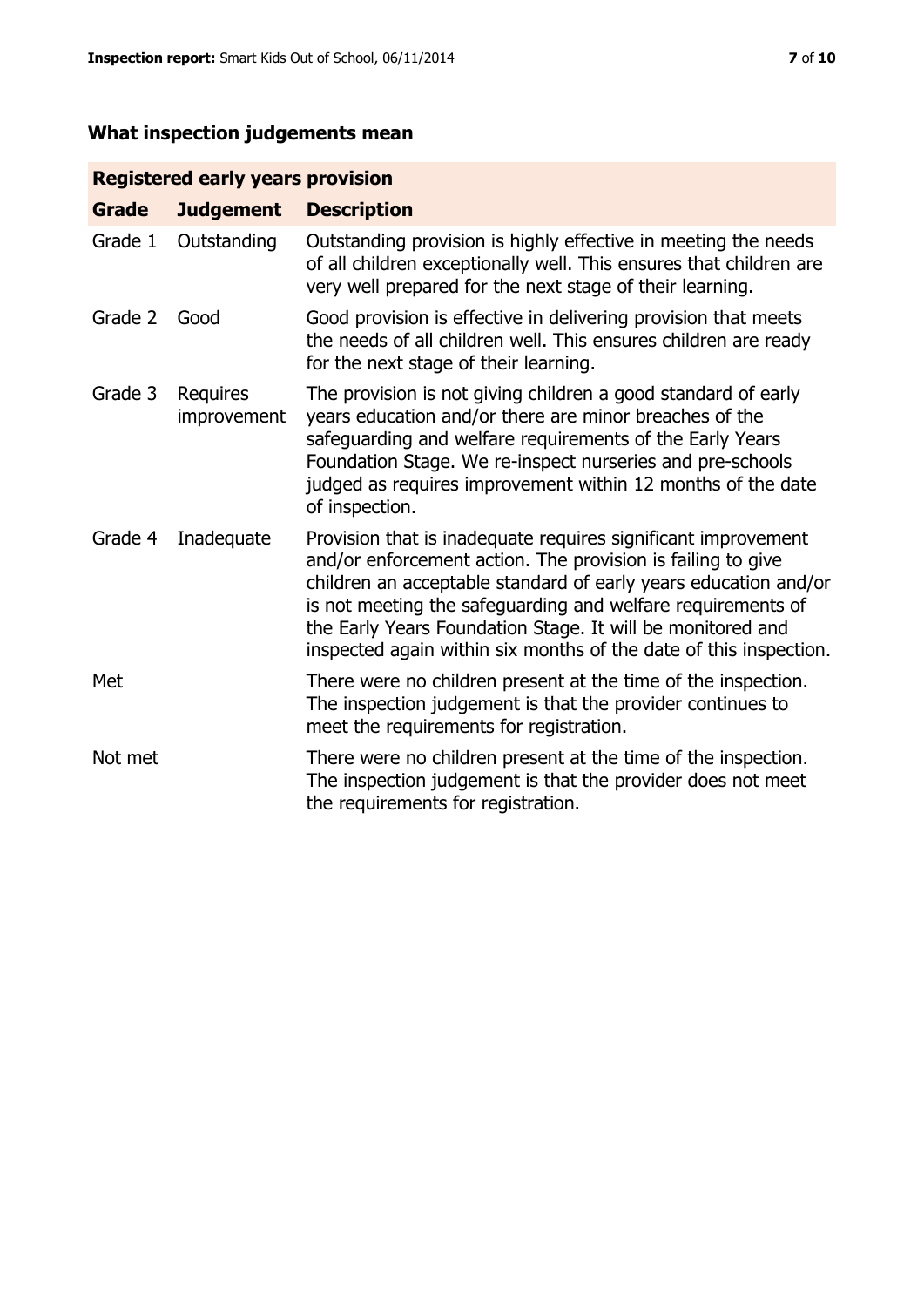## What inspection judgements mean

| Registered early years provision | | |
|---|---|---|
| **Grade** | **Judgement** | **Description** |
| Grade 1 | Outstanding | Outstanding provision is highly effective in meeting the needs of all children exceptionally well. This ensures that children are very well prepared for the next stage of their learning. |
| Grade 2 | Good | Good provision is effective in delivering provision that meets the needs of all children well. This ensures children are ready for the next stage of their learning. |
| Grade 3 | Requires improvement | The provision is not giving children a good standard of early years education and/or there are minor breaches of the safeguarding and welfare requirements of the Early Years Foundation Stage. We re-inspect nurseries and pre-schools judged as requires improvement within 12 months of the date of inspection. |
| Grade 4 | Inadequate | Provision that is inadequate requires significant improvement and/or enforcement action. The provision is failing to give children an acceptable standard of early years education and/or is not meeting the safeguarding and welfare requirements of the Early Years Foundation Stage. It will be monitored and inspected again within six months of the date of this inspection. |
| Met | | There were no children present at the time of the inspection. The inspection judgement is that the provider continues to meet the requirements for registration. |
| Not met | | There were no children present at the time of the inspection. The inspection judgement is that the provider does not meet the requirements for registration. |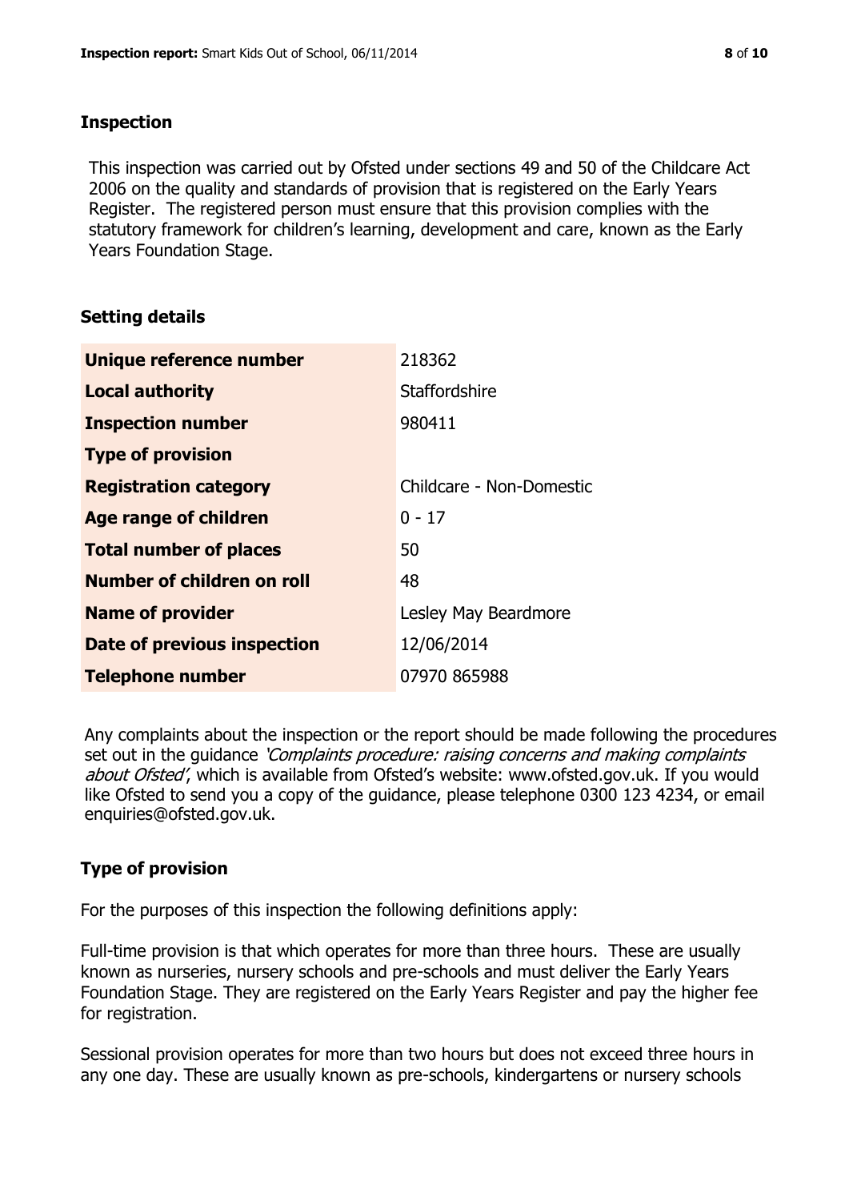## Inspection

This inspection was carried out by Ofsted under sections 49 and 50 of the Childcare Act 2006 on the quality and standards of provision that is registered on the Early Years Register. The registered person must ensure that this provision complies with the statutory framework for children's learning, development and care, known as the Early Years Foundation Stage.

## Setting details

| | |
|---|---|
| **Unique reference number** | 218362 |
| **Local authority** | Staffordshire |
| **Inspection number** | 980411 |
| **Type of provision** | |
| **Registration category** | Childcare - Non-Domestic |
| **Age range of children** | 0 - 17 |
| **Total number of places** | 50 |
| **Number of children on roll** | 48 |
| **Name of provider** | Lesley May Beardmore |
| **Date of previous inspection** | 12/06/2014 |
| **Telephone number** | 07970 865988 |

Any complaints about the inspection or the report should be made following the procedures set out in the guidance *'Complaints procedure: raising concerns and making complaints about Ofsted'*, which is available from Ofsted's website: www.ofsted.gov.uk. If you would like Ofsted to send you a copy of the guidance, please telephone 0300 123 4234, or email enquiries@ofsted.gov.uk.

## Type of provision

For the purposes of this inspection the following definitions apply:

Full-time provision is that which operates for more than three hours. These are usually known as nurseries, nursery schools and pre-schools and must deliver the Early Years Foundation Stage. They are registered on the Early Years Register and pay the higher fee for registration.

Sessional provision operates for more than two hours but does not exceed three hours in any one day. These are usually known as pre-schools, kindergartens or nursery schools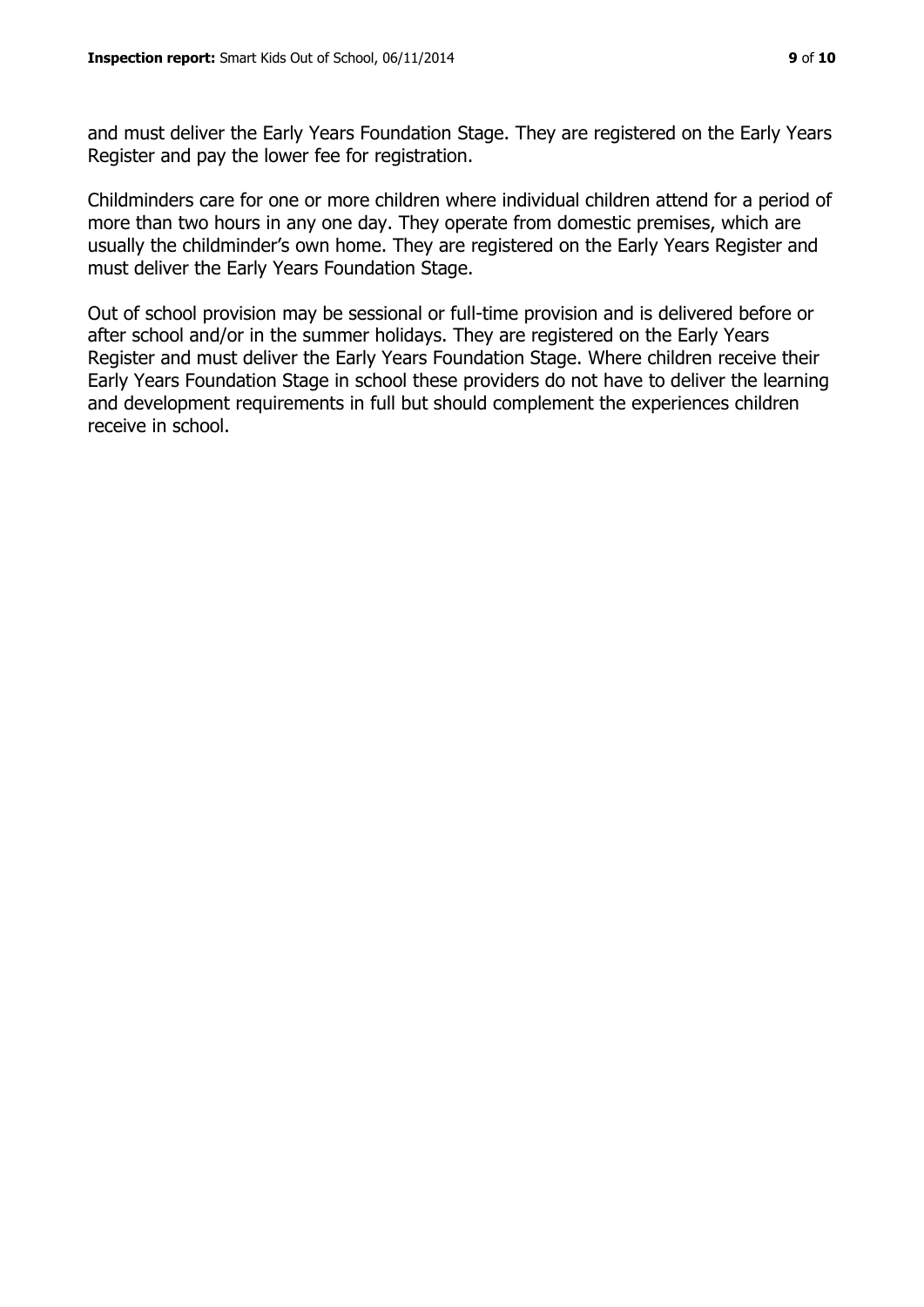and must deliver the Early Years Foundation Stage. They are registered on the Early Years Register and pay the lower fee for registration.

Childminders care for one or more children where individual children attend for a period of more than two hours in any one day. They operate from domestic premises, which are usually the childminder's own home. They are registered on the Early Years Register and must deliver the Early Years Foundation Stage.

Out of school provision may be sessional or full-time provision and is delivered before or after school and/or in the summer holidays. They are registered on the Early Years Register and must deliver the Early Years Foundation Stage. Where children receive their Early Years Foundation Stage in school these providers do not have to deliver the learning and development requirements in full but should complement the experiences children receive in school.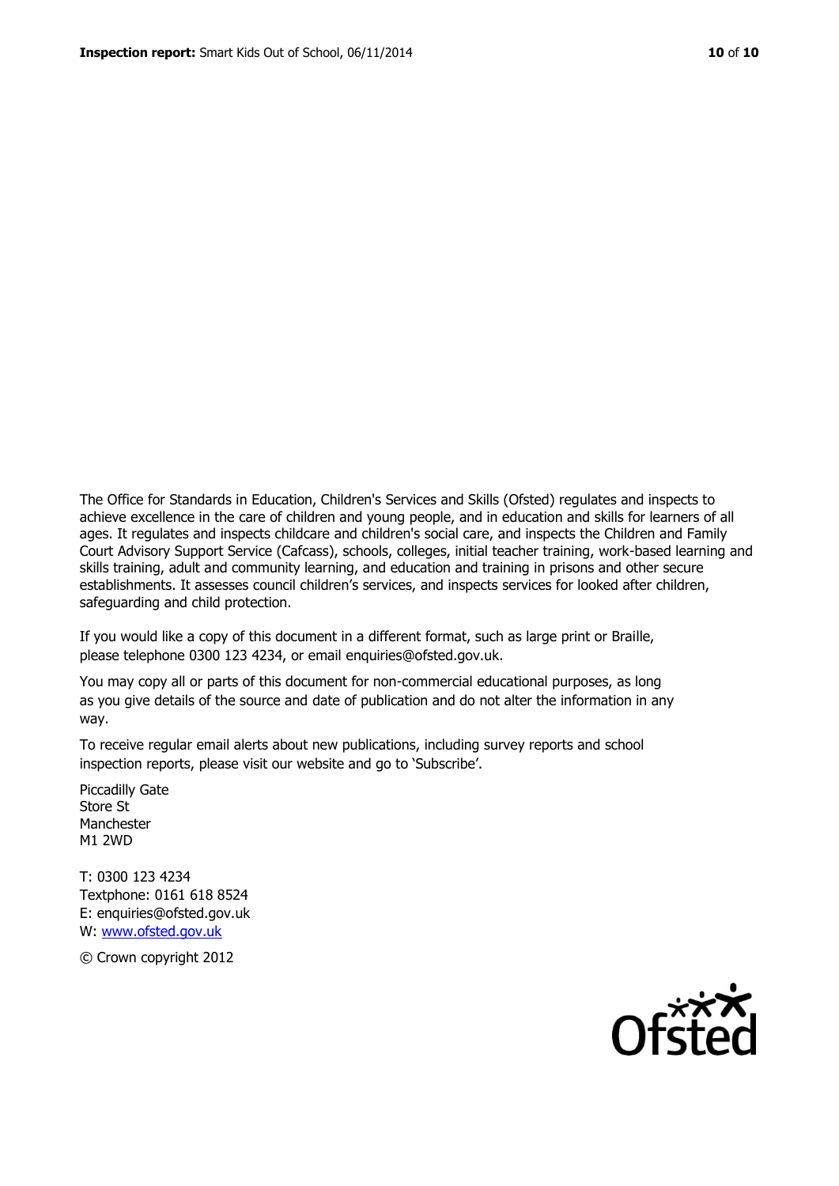The Office for Standards in Education, Children's Services and Skills (Ofsted) regulates and inspects to achieve excellence in the care of children and young people, and in education and skills for learners of all ages. It regulates and inspects childcare and children's social care, and inspects the Children and Family Court Advisory Support Service (Cafcass), schools, colleges, initial teacher training, work-based learning and skills training, adult and community learning, and education and training in prisons and other secure establishments. It assesses council children's services, and inspects services for looked after children, safeguarding and child protection.

If you would like a copy of this document in a different format, such as large print or Braille, please telephone 0300 123 4234, or email enquiries@ofsted.gov.uk.

You may copy all or parts of this document for non-commercial educational purposes, as long as you give details of the source and date of publication and do not alter the information in any way.

To receive regular email alerts about new publications, including survey reports and school inspection reports, please visit our website and go to 'Subscribe'.

Piccadilly Gate
Store St
Manchester
M1 2WD

T: 0300 123 4234
Textphone: 0161 618 8524
E: enquiries@ofsted.gov.uk
W: [www.ofsted.gov.uk](http://www.ofsted.gov.uk)

© Crown copyright 2012